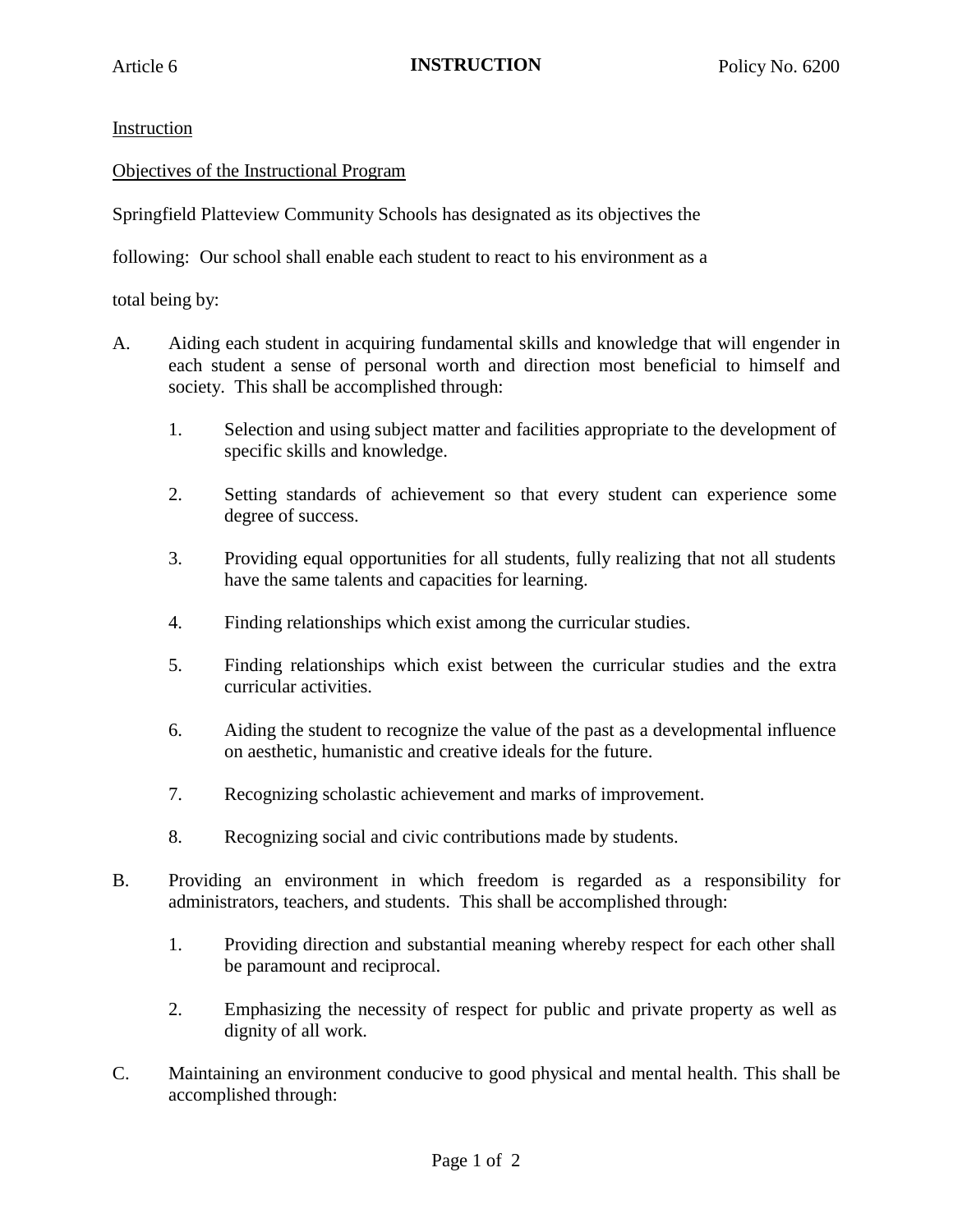Article 6 **INSTRUCTION** Policy No. 6200

Instruction

Objectives of the Instructional Program

Springfield Platteview Community Schools has designated as its objectives the following: Our school shall enable each student to react to his environment as a total being by:

A. Aiding each student in acquiring fundamental skills and knowledge that will engender in each student a sense of personal worth and direction most beneficial to himself and society. This shall be accomplished through:

   1. Selection and using subject matter and facilities appropriate to the development of specific skills and knowledge.

   2. Setting standards of achievement so that every student can experience some degree of success.

   3. Providing equal opportunities for all students, fully realizing that not all students have the same talents and capacities for learning.

   4. Finding relationships which exist among the curricular studies.

   5. Finding relationships which exist between the curricular studies and the extra curricular activities.

   6. Aiding the student to recognize the value of the past as a developmental influence on aesthetic, humanistic and creative ideals for the future.

   7. Recognizing scholastic achievement and marks of improvement.

   8. Recognizing social and civic contributions made by students.

B. Providing an environment in which freedom is regarded as a responsibility for administrators, teachers, and students. This shall be accomplished through:

   1. Providing direction and substantial meaning whereby respect for each other shall be paramount and reciprocal.

   2. Emphasizing the necessity of respect for public and private property as well as dignity of all work.

C. Maintaining an environment conducive to good physical and mental health. This shall be accomplished through: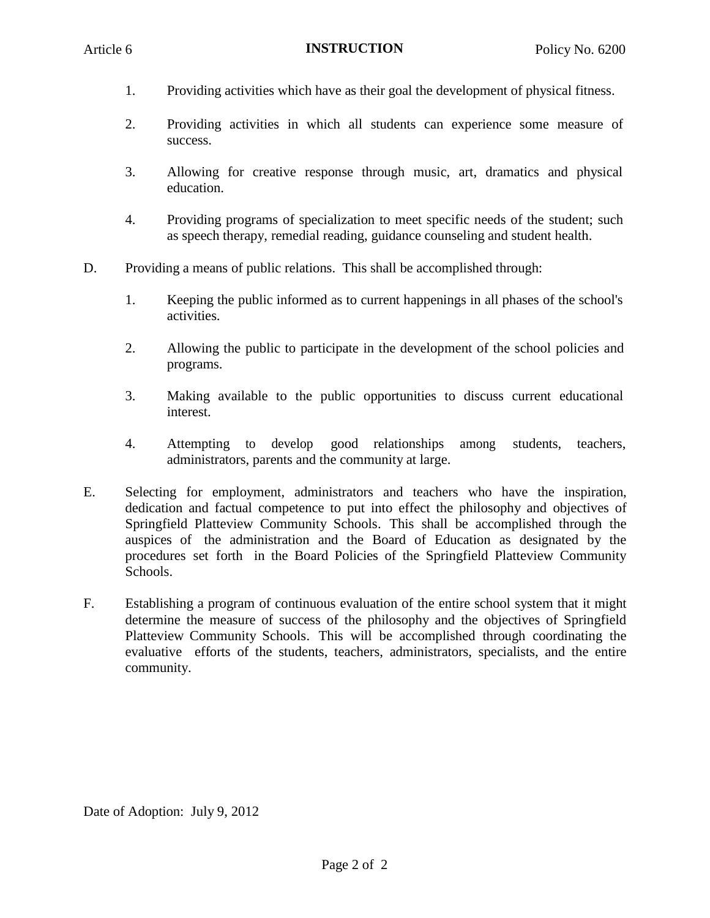1. Providing activities which have as their goal the development of physical fitness.

2. Providing activities in which all students can experience some measure of success.

3. Allowing for creative response through music, art, dramatics and physical education.

4. Providing programs of specialization to meet specific needs of the student; such as speech therapy, remedial reading, guidance counseling and student health.

D. Providing a means of public relations. This shall be accomplished through:

1. Keeping the public informed as to current happenings in all phases of the school's activities.

2. Allowing the public to participate in the development of the school policies and programs.

3. Making available to the public opportunities to discuss current educational interest.

4. Attempting to develop good relationships among students, teachers, administrators, parents and the community at large.

E. Selecting for employment, administrators and teachers who have the inspiration, dedication and factual competence to put into effect the philosophy and objectives of Springfield Platteview Community Schools. This shall be accomplished through the auspices of the administration and the Board of Education as designated by the procedures set forth in the Board Policies of the Springfield Platteview Community Schools.

F. Establishing a program of continuous evaluation of the entire school system that it might determine the measure of success of the philosophy and the objectives of Springfield Platteview Community Schools. This will be accomplished through coordinating the evaluative efforts of the students, teachers, administrators, specialists, and the entire community.

Date of Adoption: July 9, 2012